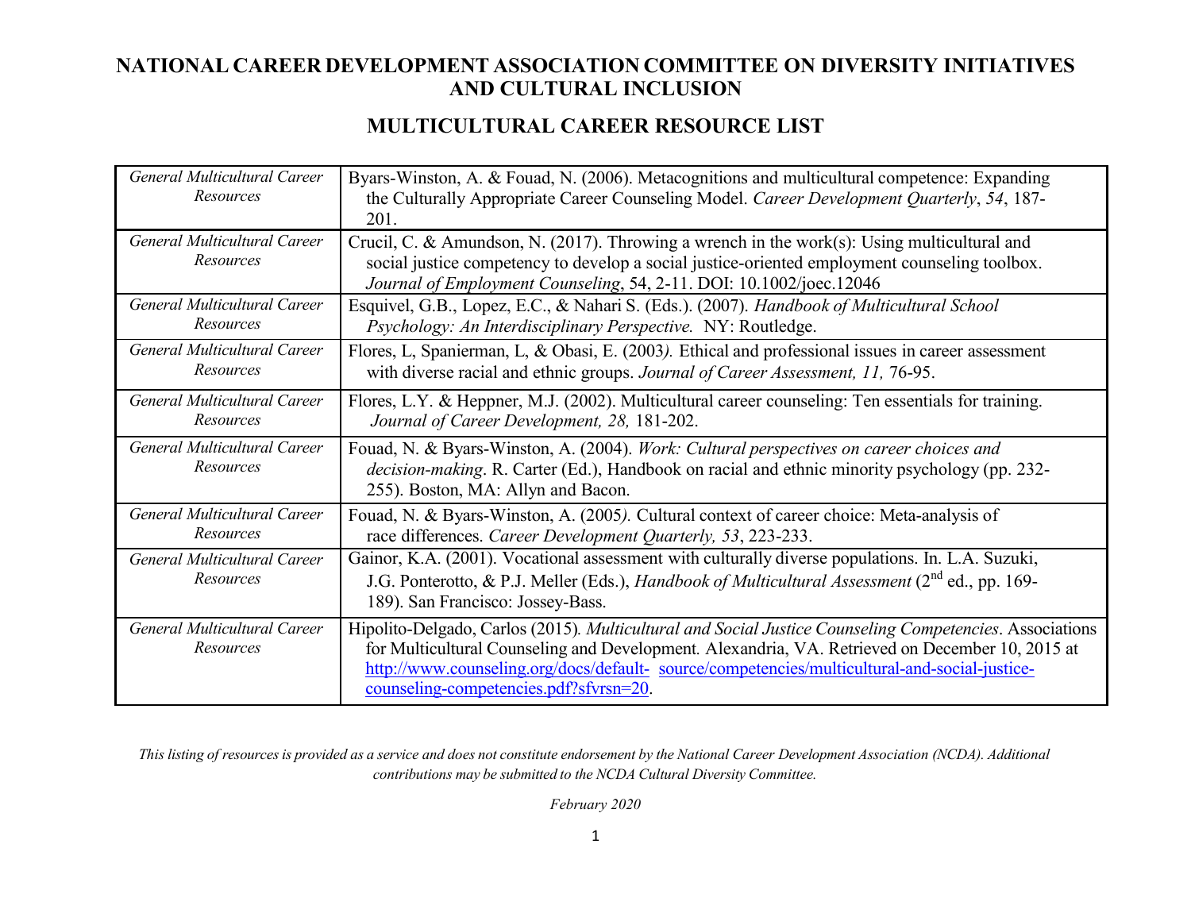# NATIONAL CAREER DEVELOPMENT ASSOCIATION COMMITTEE ON DIVERSITY INITIATIVES AND CULTURAL INCLUSION

## MULTICULTURAL CAREER RESOURCE LIST

| | |
|---|---|
| *General Multicultural Career Resources* | Byars-Winston, A. & Fouad, N. (2006). Metacognitions and multicultural competence: Expanding the Culturally Appropriate Career Counseling Model. *Career Development Quarterly*, *54*, 187-201. |
| *General Multicultural Career Resources* | Crucil, C. & Amundson, N. (2017). Throwing a wrench in the work(s): Using multicultural and social justice competency to develop a social justice-oriented employment counseling toolbox. *Journal of Employment Counseling*, 54, 2-11. DOI: 10.1002/joec.12046 |
| *General Multicultural Career Resources* | Esquivel, G.B., Lopez, E.C., & Nahari S. (Eds.). (2007). *Handbook of Multicultural School Psychology: An Interdisciplinary Perspective.* NY: Routledge. |
| *General Multicultural Career Resources* | Flores, L, Spanierman, L, & Obasi, E. (2003*).* Ethical and professional issues in career assessment with diverse racial and ethnic groups. *Journal of Career Assessment, 11,* 76-95. |
| *General Multicultural Career Resources* | Flores, L.Y. & Heppner, M.J. (2002). Multicultural career counseling: Ten essentials for training. *Journal of Career Development, 28,* 181-202. |
| *General Multicultural Career Resources* | Fouad, N. & Byars-Winston, A. (2004). *Work: Cultural perspectives on career choices and decision-making*. R. Carter (Ed.), Handbook on racial and ethnic minority psychology (pp. 232-255). Boston, MA: Allyn and Bacon. |
| *General Multicultural Career Resources* | Fouad, N. & Byars-Winston, A. (2005*).* Cultural context of career choice: Meta-analysis of race differences. *Career Development Quarterly, 53*, 223-233. |
| *General Multicultural Career Resources* | Gainor, K.A. (2001). Vocational assessment with culturally diverse populations. In. L.A. Suzuki, J.G. Ponterotto, & P.J. Meller (Eds.), *Handbook of Multicultural Assessment* (2nd ed., pp. 169-189). San Francisco: Jossey-Bass. |
| *General Multicultural Career Resources* | Hipolito-Delgado, Carlos (2015)*. Multicultural and Social Justice Counseling Competencies*. Associations for Multicultural Counseling and Development*.* Alexandria, VA. Retrieved on December 10, 2015 at http://www.counseling.org/docs/default-source/competencies/multicultural-and-social-justice-counseling-competencies.pdf?sfvrsn=20. |

*This listing of resources is provided as a service and does not constitute endorsement by the National Career Development Association (NCDA). Additional contributions may be submitted to the NCDA Cultural Diversity Committee.*

*February 2020*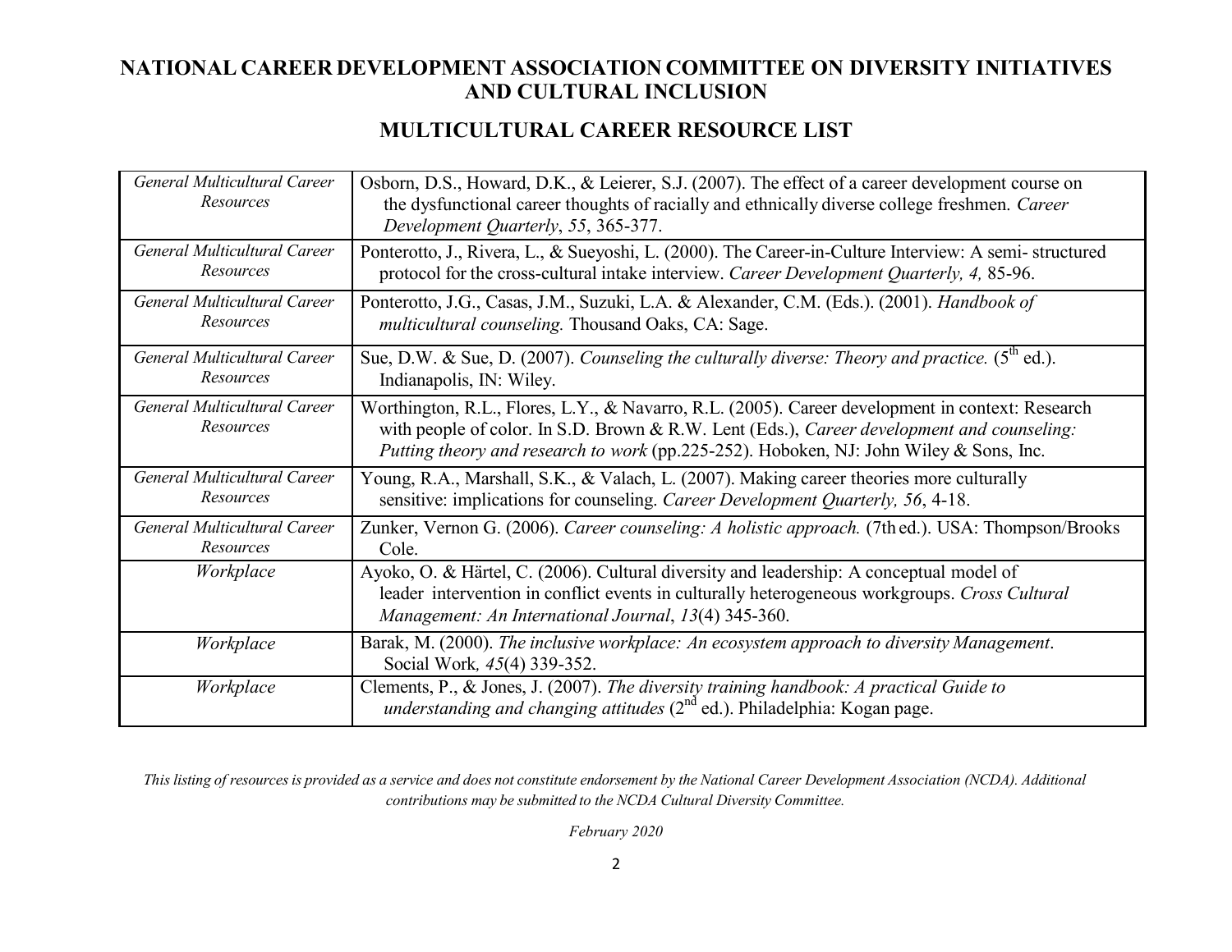# NATIONAL CAREER DEVELOPMENT ASSOCIATION COMMITTEE ON DIVERSITY INITIATIVES AND CULTURAL INCLUSION

## MULTICULTURAL CAREER RESOURCE LIST

| | |
|---|---|
| *General Multicultural Career Resources* | Osborn, D.S., Howard, D.K., & Leierer, S.J. (2007). The effect of a career development course on the dysfunctional career thoughts of racially and ethnically diverse college freshmen. *Career Development Quarterly*, *55*, 365-377. |
| *General Multicultural Career Resources* | Ponterotto, J., Rivera, L., & Sueyoshi, L. (2000). The Career-in-Culture Interview: A semi- structured protocol for the cross-cultural intake interview. *Career Development Quarterly, 4,* 85-96. |
| *General Multicultural Career Resources* | Ponterotto, J.G., Casas, J.M., Suzuki, L.A. & Alexander, C.M. (Eds.). (2001). *Handbook of multicultural counseling.* Thousand Oaks, CA: Sage. |
| *General Multicultural Career Resources* | Sue, D.W. & Sue, D. (2007). *Counseling the culturally diverse: Theory and practice.* (5th ed.). Indianapolis, IN: Wiley. |
| *General Multicultural Career Resources* | Worthington, R.L., Flores, L.Y., & Navarro, R.L. (2005). Career development in context: Research with people of color. In S.D. Brown & R.W. Lent (Eds.), *Career development and counseling: Putting theory and research to work* (pp.225-252). Hoboken, NJ: John Wiley & Sons, Inc. |
| *General Multicultural Career Resources* | Young, R.A., Marshall, S.K., & Valach, L. (2007). Making career theories more culturally sensitive: implications for counseling. *Career Development Quarterly, 56*, 4-18. |
| *General Multicultural Career Resources* | Zunker, Vernon G. (2006). *Career counseling: A holistic approach.* (7th ed.). USA: Thompson/Brooks Cole. |
| *Workplace* | Ayoko, O. & Härtel, C. (2006). Cultural diversity and leadership: A conceptual model of leader intervention in conflict events in culturally heterogeneous workgroups. *Cross Cultural Management: An International Journal*, *13*(4) 345-360. |
| *Workplace* | Barak, M. (2000). *The inclusive workplace: An ecosystem approach to diversity Management*. Social Work*, 45*(4) 339-352. |
| *Workplace* | Clements, P., & Jones, J. (2007). *The diversity training handbook: A practical Guide to understanding and changing attitudes* (2nd ed.). Philadelphia: Kogan page. |

*This listing of resources is provided as a service and does not constitute endorsement by the National Career Development Association (NCDA). Additional contributions may be submitted to the NCDA Cultural Diversity Committee.*

*February 2020*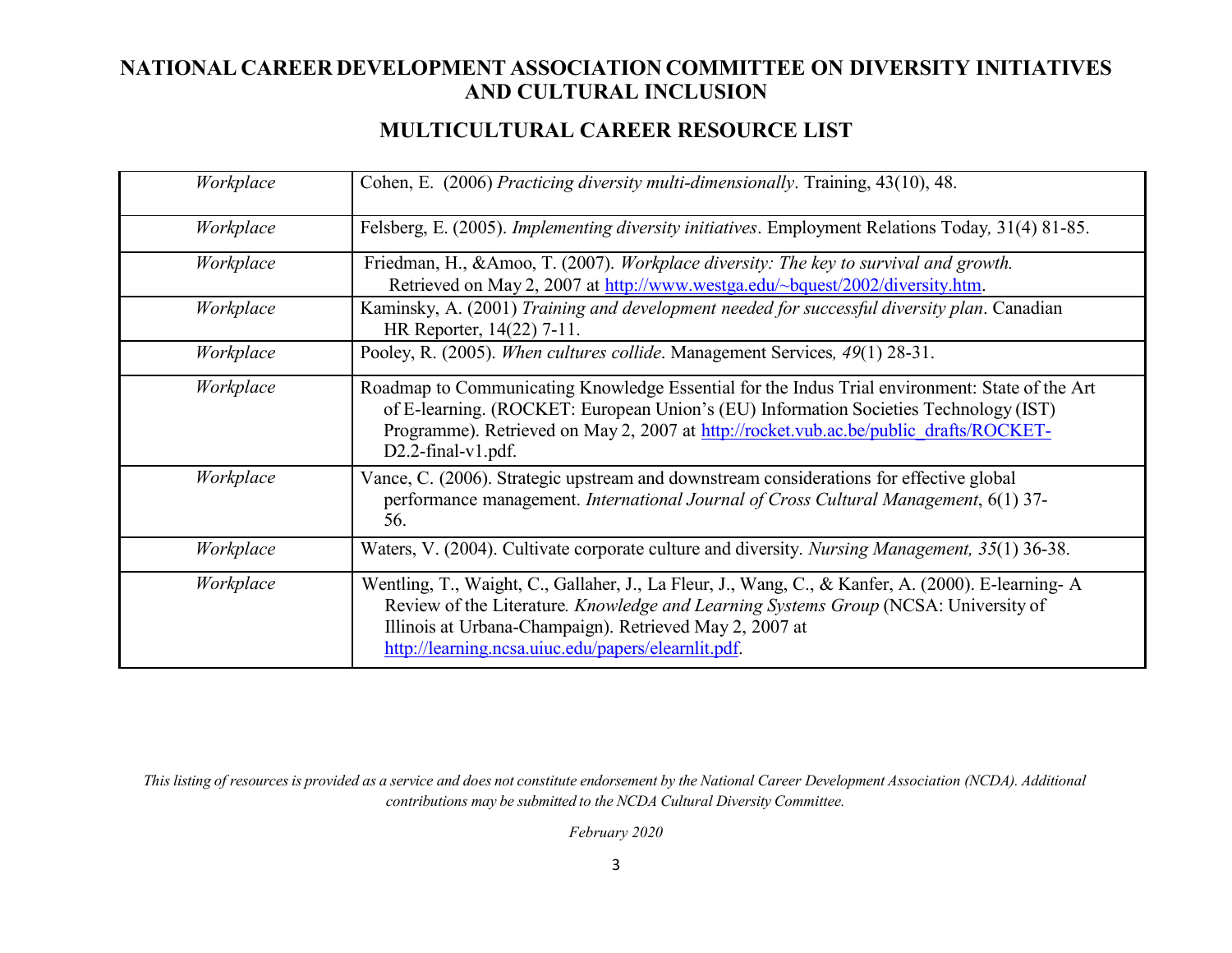# NATIONAL CAREER DEVELOPMENT ASSOCIATION COMMITTEE ON DIVERSITY INITIATIVES AND CULTURAL INCLUSION

## MULTICULTURAL CAREER RESOURCE LIST

| | |
|---|---|
| *Workplace* | Cohen, E. (2006) *Practicing diversity multi-dimensionally*. Training, 43(10), 48. |
| *Workplace* | Felsberg, E. (2005). *Implementing diversity initiatives*. Employment Relations Today, 31(4) 81-85. |
| *Workplace* | Friedman, H., &Amoo, T. (2007). *Workplace diversity: The key to survival and growth.* Retrieved on May 2, 2007 at http://www.westga.edu/~bquest/2002/diversity.htm. |
| *Workplace* | Kaminsky, A. (2001) *Training and development needed for successful diversity plan*. Canadian HR Reporter, 14(22) 7-11. |
| *Workplace* | Pooley, R. (2005). *When cultures collide*. Management Services, *49*(1) 28-31. |
| *Workplace* | Roadmap to Communicating Knowledge Essential for the Indus Trial environment: State of the Art of E-learning. (ROCKET: European Union's (EU) Information Societies Technology (IST) Programme). Retrieved on May 2, 2007 at http://rocket.vub.ac.be/public_drafts/ROCKET-D2.2-final-v1.pdf. |
| *Workplace* | Vance, C. (2006). Strategic upstream and downstream considerations for effective global performance management. *International Journal of Cross Cultural Management*, 6(1) 37-56. |
| *Workplace* | Waters, V. (2004). Cultivate corporate culture and diversity. *Nursing Management, 35*(1) 36-38. |
| *Workplace* | Wentling, T., Waight, C., Gallaher, J., La Fleur, J., Wang, C., & Kanfer, A. (2000). E-learning- A Review of the Literature. *Knowledge and Learning Systems Group* (NCSA: University of Illinois at Urbana-Champaign). Retrieved May 2, 2007 at http://learning.ncsa.uiuc.edu/papers/elearnlit.pdf. |

*This listing of resources is provided as a service and does not constitute endorsement by the National Career Development Association (NCDA). Additional contributions may be submitted to the NCDA Cultural Diversity Committee.*

*February 2020*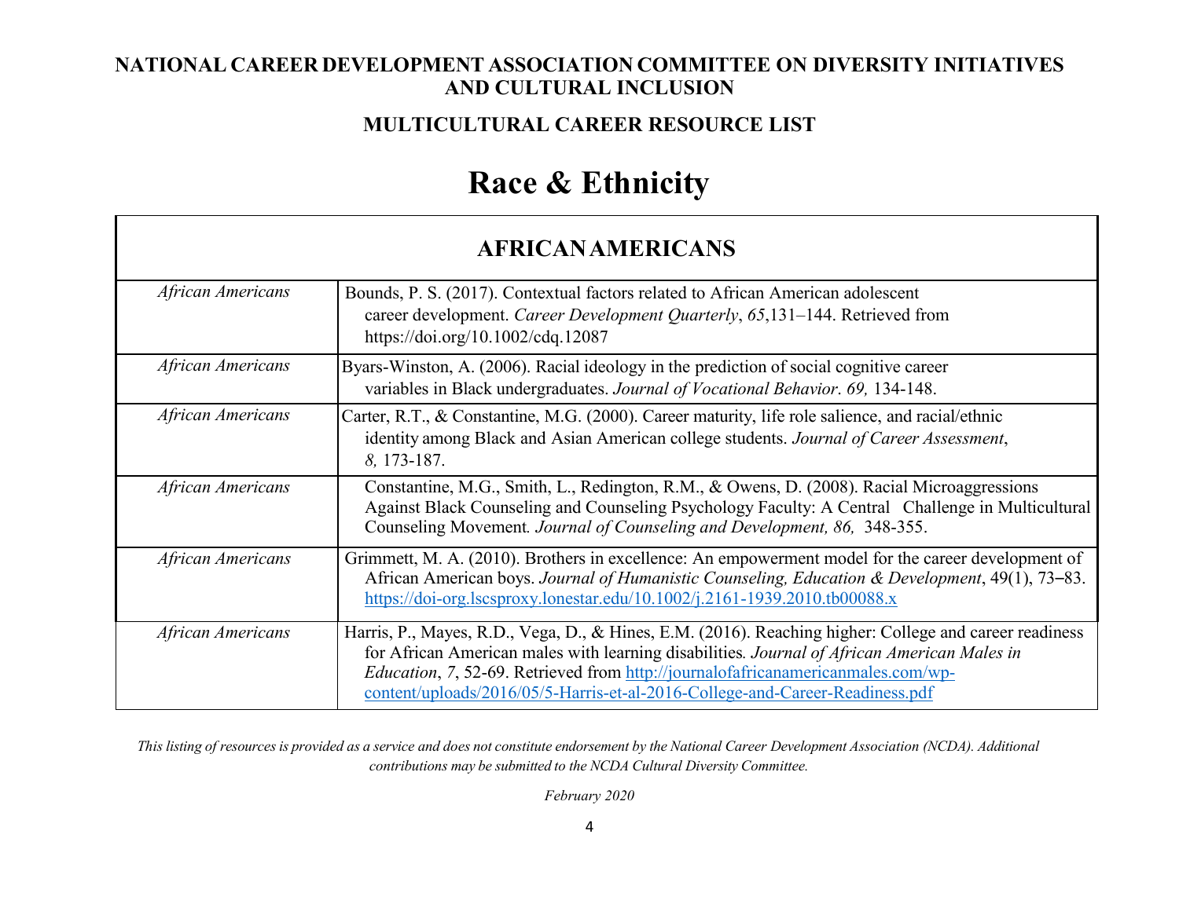# NATIONAL CAREER DEVELOPMENT ASSOCIATION COMMITTEE ON DIVERSITY INITIATIVES AND CULTURAL INCLUSION

## MULTICULTURAL CAREER RESOURCE LIST

# Race & Ethnicity

| AFRICAN AMERICANS | |
|---|---|
| *African Americans* | Bounds, P. S. (2017). Contextual factors related to African American adolescent career development. *Career Development Quarterly*, *65*,131–144. Retrieved from https://doi.org/10.1002/cdq.12087 |
| *African Americans* | Byars-Winston, A. (2006). Racial ideology in the prediction of social cognitive career variables in Black undergraduates. *Journal of Vocational Behavior*. *69,* 134-148. |
| *African Americans* | Carter, R.T., & Constantine, M.G. (2000). Career maturity, life role salience, and racial/ethnic identity among Black and Asian American college students. *Journal of Career Assessment*, *8,* 173-187. |
| *African Americans* | Constantine, M.G., Smith, L., Redington, R.M., & Owens, D. (2008). Racial Microaggressions Against Black Counseling and Counseling Psychology Faculty: A Central Challenge in Multicultural Counseling Movement. *Journal of Counseling and Development, 86,* 348-355. |
| *African Americans* | Grimmett, M. A. (2010). Brothers in excellence: An empowerment model for the career development of African American boys. *Journal of Humanistic Counseling, Education & Development*, 49(1), 73–83. https://doi-org.lscsproxy.lonestar.edu/10.1002/j.2161-1939.2010.tb00088.x |
| *African Americans* | Harris, P., Mayes, R.D., Vega, D., & Hines, E.M. (2016). Reaching higher: College and career readiness for African American males with learning disabilities*. Journal of African American Males in Education*, *7*, 52-69. Retrieved from http://journalofafricanamericanmales.com/wp-content/uploads/2016/05/5-Harris-et-al-2016-College-and-Career-Readiness.pdf |

*This listing of resources is provided as a service and does not constitute endorsement by the National Career Development Association (NCDA). Additional contributions may be submitted to the NCDA Cultural Diversity Committee.*

*February 2020*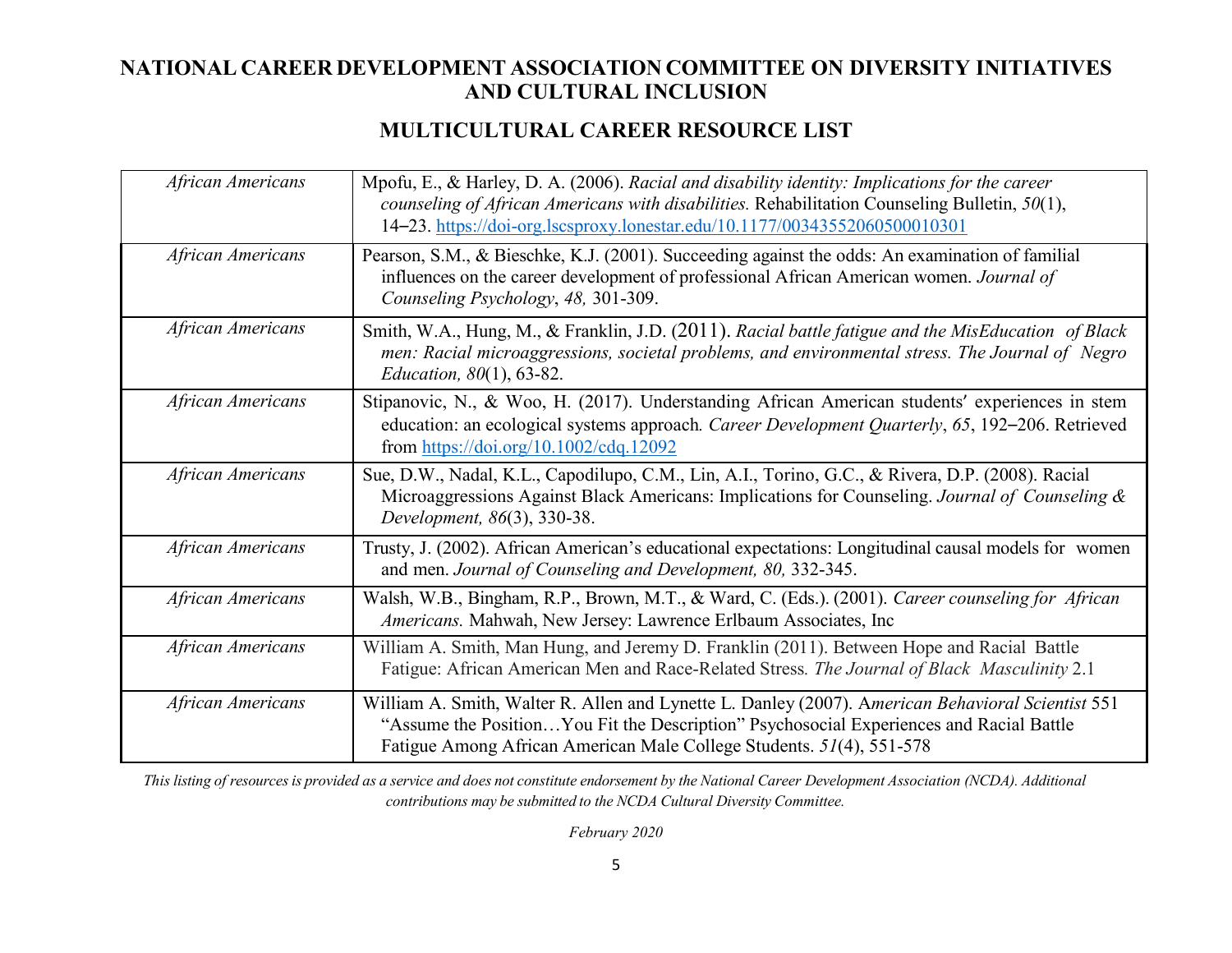# NATIONAL CAREER DEVELOPMENT ASSOCIATION COMMITTEE ON DIVERSITY INITIATIVES AND CULTURAL INCLUSION

## MULTICULTURAL CAREER RESOURCE LIST

| | |
|---|---|
| *African Americans* | Mpofu, E., & Harley, D. A. (2006). *Racial and disability identity: Implications for the career counseling of African Americans with disabilities.* Rehabilitation Counseling Bulletin, *50*(1), 14–23. https://doi-org.lscsproxy.lonestar.edu/10.1177/00343552060500010301 |
| *African Americans* | Pearson, S.M., & Bieschke, K.J. (2001). Succeeding against the odds: An examination of familial influences on the career development of professional African American women. *Journal of Counseling Psychology*, *48,* 301-309. |
| *African Americans* | Smith, W.A., Hung, M., & Franklin, J.D. (2011). *Racial battle fatigue and the MisEducation of Black men: Racial microaggressions, societal problems, and environmental stress. The Journal of Negro Education, 80*(1), 63-82. |
| *African Americans* | Stipanovic, N., & Woo, H. (2017). Understanding African American students' experiences in stem education: an ecological systems approach*. Career Development Quarterly*, *65*, 192–206. Retrieved from https://doi.org/10.1002/cdq.12092 |
| *African Americans* | Sue, D.W., Nadal, K.L., Capodilupo, C.M., Lin, A.I., Torino, G.C., & Rivera, D.P. (2008). Racial Microaggressions Against Black Americans: Implications for Counseling. *Journal of Counseling & Development, 86*(3), 330-38. |
| *African Americans* | Trusty, J. (2002). African American's educational expectations: Longitudinal causal models for women and men. *Journal of Counseling and Development, 80,* 332-345. |
| *African Americans* | Walsh, W.B., Bingham, R.P., Brown, M.T., & Ward, C. (Eds.). (2001). *Career counseling for African Americans.* Mahwah, New Jersey: Lawrence Erlbaum Associates, Inc |
| *African Americans* | William A. Smith, Man Hung, and Jeremy D. Franklin (2011). Between Hope and Racial Battle Fatigue: African American Men and Race-Related Stress*. The Journal of Black Masculinity* 2.1 |
| *African Americans* | William A. Smith, Walter R. Allen and Lynette L. Danley (2007). A*merican Behavioral Scientist* 551 "Assume the Position…You Fit the Description" Psychosocial Experiences and Racial Battle Fatigue Among African American Male College Students. *51*(4), 551-578 |

*This listing of resources is provided as a service and does not constitute endorsement by the National Career Development Association (NCDA). Additional contributions may be submitted to the NCDA Cultural Diversity Committee.*

*February 2020*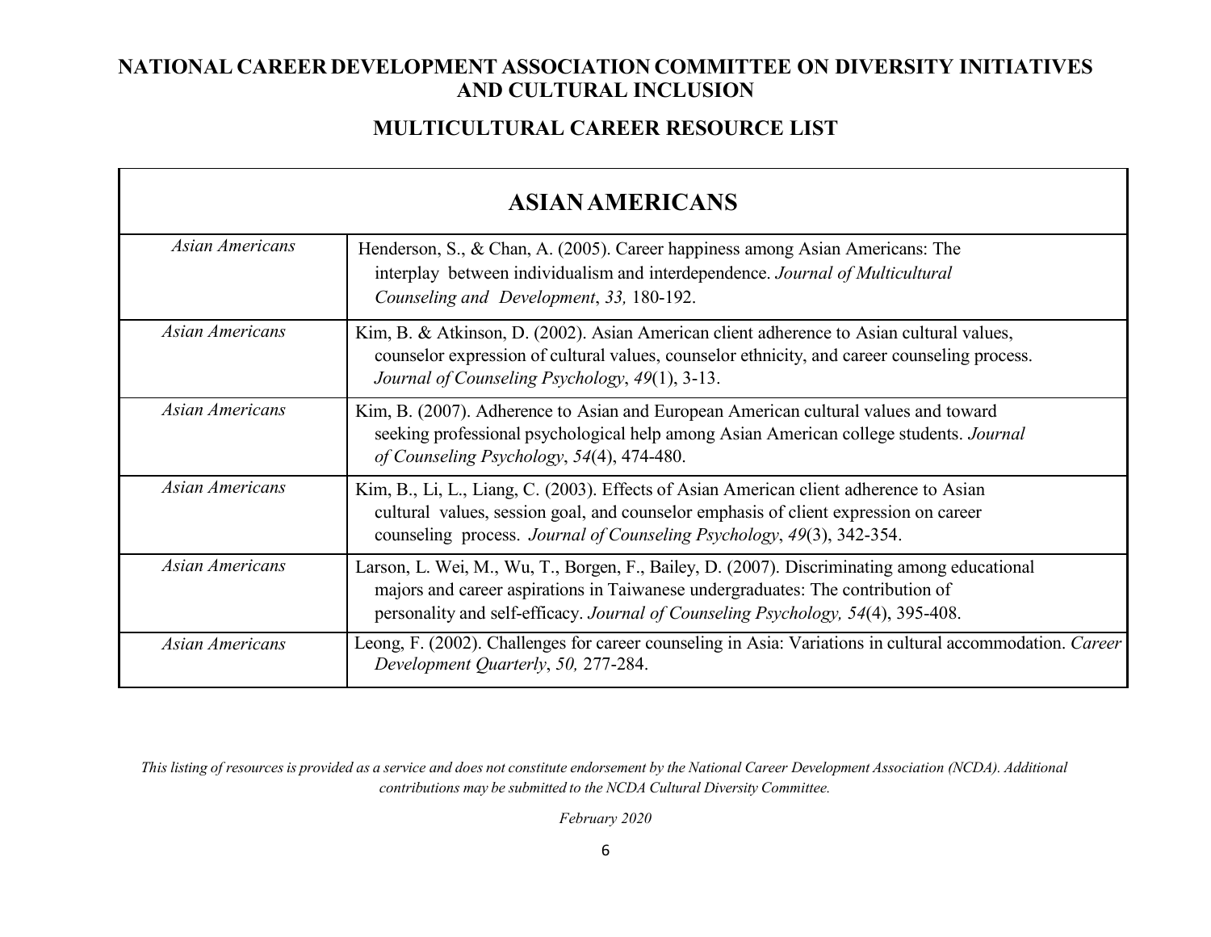## NATIONAL CAREER DEVELOPMENT ASSOCIATION COMMITTEE ON DIVERSITY INITIATIVES AND CULTURAL INCLUSION

## MULTICULTURAL CAREER RESOURCE LIST

| ASIAN AMERICANS | |
|---|---|
| *Asian Americans* | Henderson, S., & Chan, A. (2005). Career happiness among Asian Americans: The interplay between individualism and interdependence. *Journal of Multicultural Counseling and Development*, *33,* 180-192. |
| *Asian Americans* | Kim, B. & Atkinson, D. (2002). Asian American client adherence to Asian cultural values, counselor expression of cultural values, counselor ethnicity, and career counseling process. *Journal of Counseling Psychology*, *49*(1), 3-13. |
| *Asian Americans* | Kim, B. (2007). Adherence to Asian and European American cultural values and toward seeking professional psychological help among Asian American college students. *Journal of Counseling Psychology*, *54*(4), 474-480. |
| *Asian Americans* | Kim, B., Li, L., Liang, C. (2003). Effects of Asian American client adherence to Asian cultural values, session goal, and counselor emphasis of client expression on career counseling process. *Journal of Counseling Psychology*, *49*(3), 342-354. |
| *Asian Americans* | Larson, L. Wei, M., Wu, T., Borgen, F., Bailey, D. (2007). Discriminating among educational majors and career aspirations in Taiwanese undergraduates: The contribution of personality and self-efficacy. *Journal of Counseling Psychology, 54*(4), 395-408. |
| *Asian Americans* | Leong, F. (2002). Challenges for career counseling in Asia: Variations in cultural accommodation. *Career Development Quarterly*, *50,* 277-284. |

*This listing of resources is provided as a service and does not constitute endorsement by the National Career Development Association (NCDA). Additional contributions may be submitted to the NCDA Cultural Diversity Committee.*

*February 2020*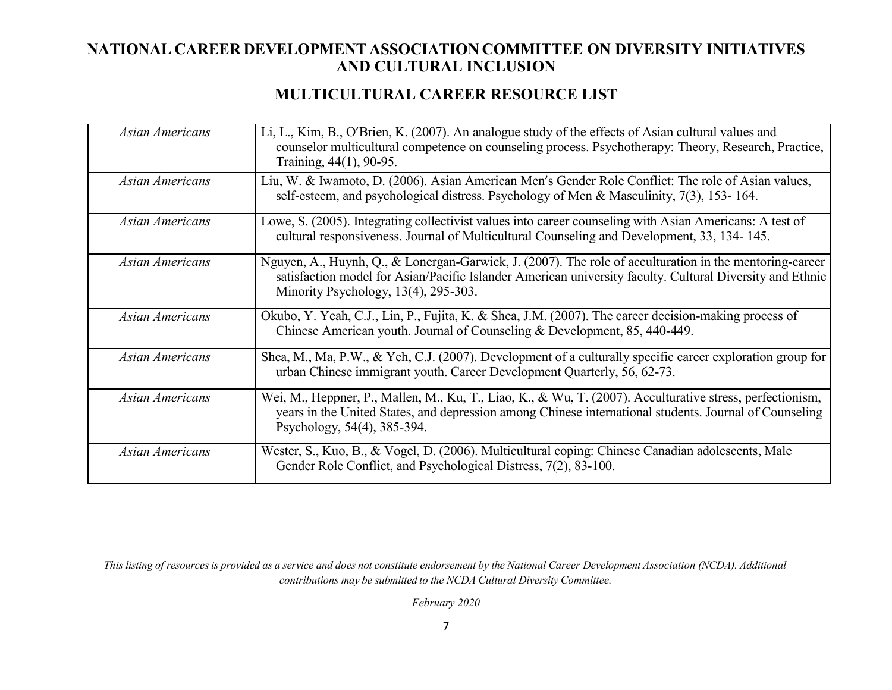**NATIONAL CAREER DEVELOPMENT ASSOCIATION COMMITTEE ON DIVERSITY INITIATIVES AND CULTURAL INCLUSION**

**MULTICULTURAL CAREER RESOURCE LIST**

| | |
|---|---|
| *Asian Americans* | Li, L., Kim, B., O'Brien, K. (2007). An analogue study of the effects of Asian cultural values and counselor multicultural competence on counseling process. Psychotherapy: Theory, Research, Practice, Training, 44(1), 90-95. |
| *Asian Americans* | Liu, W. & Iwamoto, D. (2006). Asian American Men's Gender Role Conflict: The role of Asian values, self-esteem, and psychological distress. Psychology of Men & Masculinity, 7(3), 153- 164. |
| *Asian Americans* | Lowe, S. (2005). Integrating collectivist values into career counseling with Asian Americans: A test of cultural responsiveness. Journal of Multicultural Counseling and Development, 33, 134- 145. |
| *Asian Americans* | Nguyen, A., Huynh, Q., & Lonergan-Garwick, J. (2007). The role of acculturation in the mentoring-career satisfaction model for Asian/Pacific Islander American university faculty. Cultural Diversity and Ethnic Minority Psychology, 13(4), 295-303. |
| *Asian Americans* | Okubo, Y. Yeah, C.J., Lin, P., Fujita, K. & Shea, J.M. (2007). The career decision-making process of Chinese American youth. Journal of Counseling & Development, 85, 440-449. |
| *Asian Americans* | Shea, M., Ma, P.W., & Yeh, C.J. (2007). Development of a culturally specific career exploration group for urban Chinese immigrant youth. Career Development Quarterly, 56, 62-73. |
| *Asian Americans* | Wei, M., Heppner, P., Mallen, M., Ku, T., Liao, K., & Wu, T. (2007). Acculturative stress, perfectionism, years in the United States, and depression among Chinese international students. Journal of Counseling Psychology, 54(4), 385-394. |
| *Asian Americans* | Wester, S., Kuo, B., & Vogel, D. (2006). Multicultural coping: Chinese Canadian adolescents, Male Gender Role Conflict, and Psychological Distress, 7(2), 83-100. |

*This listing of resources is provided as a service and does not constitute endorsement by the National Career Development Association (NCDA). Additional contributions may be submitted to the NCDA Cultural Diversity Committee.*

*February 2020*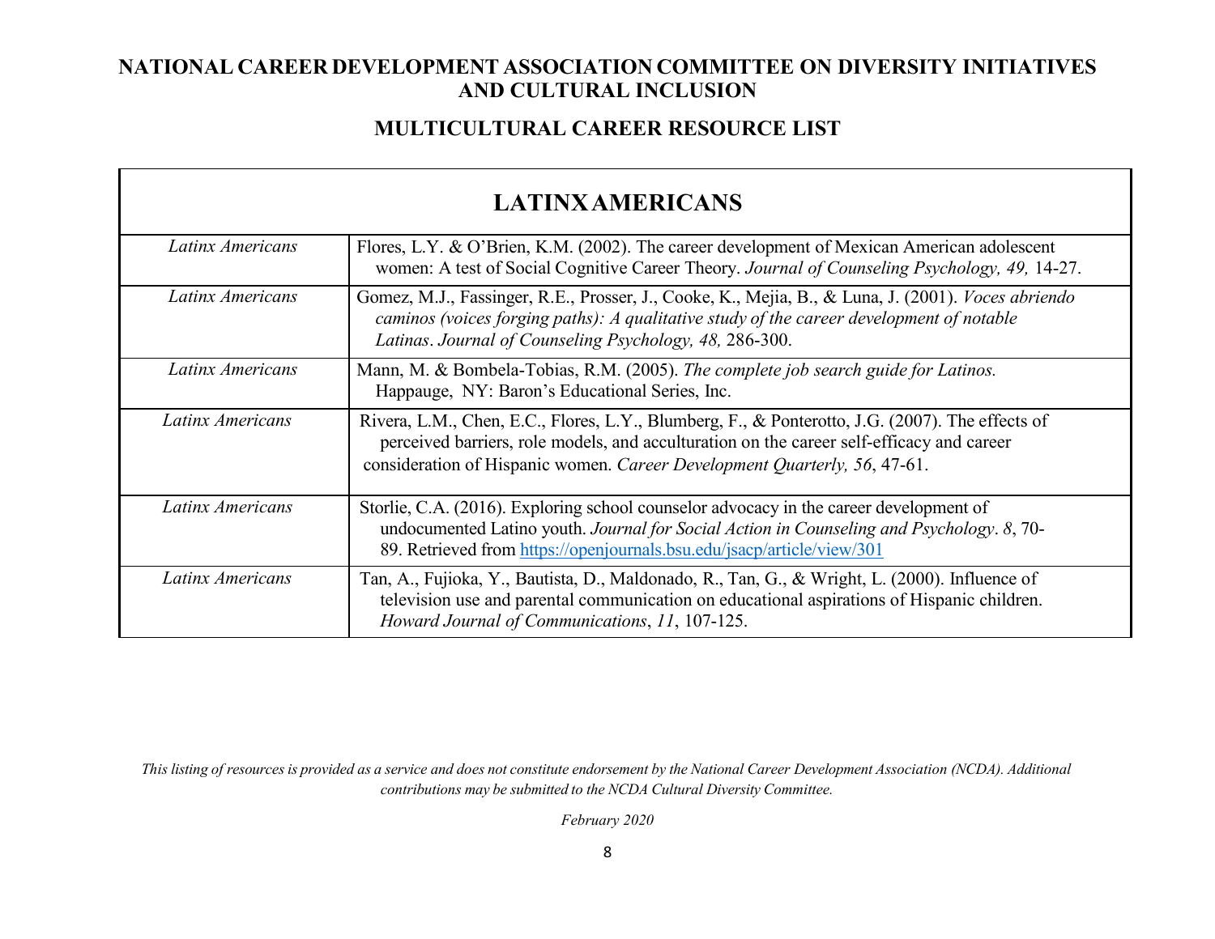## NATIONAL CAREER DEVELOPMENT ASSOCIATION COMMITTEE ON DIVERSITY INITIATIVES AND CULTURAL INCLUSION

## MULTICULTURAL CAREER RESOURCE LIST

| LATINX AMERICANS | |
|---|---|
| *Latinx Americans* | Flores, L.Y. & O'Brien, K.M. (2002). The career development of Mexican American adolescent women: A test of Social Cognitive Career Theory. *Journal of Counseling Psychology, 49,* 14-27. |
| *Latinx Americans* | Gomez, M.J., Fassinger, R.E., Prosser, J., Cooke, K., Mejia, B., & Luna, J. (2001). *Voces abriendo caminos (voices forging paths): A qualitative study of the career development of notable Latinas*. *Journal of Counseling Psychology, 48,* 286-300. |
| *Latinx Americans* | Mann, M. & Bombela-Tobias, R.M. (2005). *The complete job search guide for Latinos.* Happauge, NY: Baron's Educational Series, Inc. |
| *Latinx Americans* | Rivera, L.M., Chen, E.C., Flores, L.Y., Blumberg, F., & Ponterotto, J.G. (2007). The effects of perceived barriers, role models, and acculturation on the career self-efficacy and career consideration of Hispanic women. *Career Development Quarterly, 56*, 47-61. |
| *Latinx Americans* | Storlie, C.A. (2016). Exploring school counselor advocacy in the career development of undocumented Latino youth. *Journal for Social Action in Counseling and Psychology*. *8*, 70-89. Retrieved from https://openjournals.bsu.edu/jsacp/article/view/301 |
| *Latinx Americans* | Tan, A., Fujioka, Y., Bautista, D., Maldonado, R., Tan, G., & Wright, L. (2000). Influence of television use and parental communication on educational aspirations of Hispanic children. *Howard Journal of Communications*, *11*, 107-125. |

*This listing of resources is provided as a service and does not constitute endorsement by the National Career Development Association (NCDA). Additional contributions may be submitted to the NCDA Cultural Diversity Committee.*

*February 2020*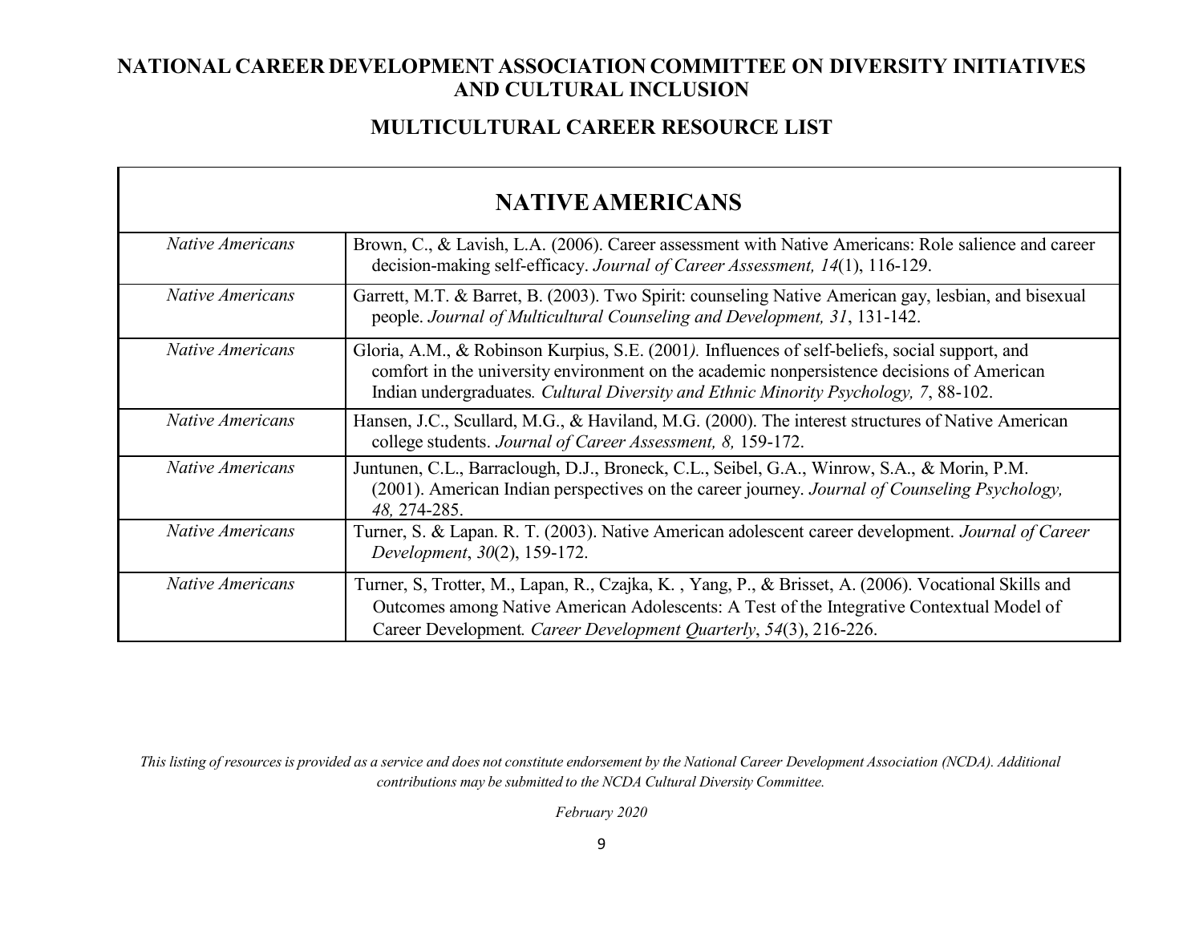**NATIONAL CAREER DEVELOPMENT ASSOCIATION COMMITTEE ON DIVERSITY INITIATIVES AND CULTURAL INCLUSION**

**MULTICULTURAL CAREER RESOURCE LIST**

| NATIVE AMERICANS | |
|---|---|
| *Native Americans* | Brown, C., & Lavish, L.A. (2006). Career assessment with Native Americans: Role salience and career decision-making self-efficacy. *Journal of Career Assessment, 14*(1), 116-129. |
| *Native Americans* | Garrett, M.T. & Barret, B. (2003). Two Spirit: counseling Native American gay, lesbian, and bisexual people. *Journal of Multicultural Counseling and Development, 31*, 131-142. |
| *Native Americans* | Gloria, A.M., & Robinson Kurpius, S.E. (2001*).* Influences of self-beliefs, social support, and comfort in the university environment on the academic nonpersistence decisions of American Indian undergraduates*. Cultural Diversity and Ethnic Minority Psychology, 7*, 88-102. |
| *Native Americans* | Hansen, J.C., Scullard, M.G., & Haviland, M.G. (2000). The interest structures of Native American college students. *Journal of Career Assessment, 8,* 159-172. |
| *Native Americans* | Juntunen, C.L., Barraclough, D.J., Broneck, C.L., Seibel, G.A., Winrow, S.A., & Morin, P.M. (2001). American Indian perspectives on the career journey. *Journal of Counseling Psychology, 48,* 274-285. |
| *Native Americans* | Turner, S. & Lapan. R. T. (2003). Native American adolescent career development. *Journal of Career Development*, *30*(2), 159-172. |
| *Native Americans* | Turner, S, Trotter, M., Lapan, R., Czajka, K. , Yang, P., & Brisset, A. (2006). Vocational Skills and Outcomes among Native American Adolescents: A Test of the Integrative Contextual Model of Career Development*. Career Development Quarterly*, *54*(3), 216-226. |

*This listing of resources is provided as a service and does not constitute endorsement by the National Career Development Association (NCDA). Additional contributions may be submitted to the NCDA Cultural Diversity Committee.*

*February 2020*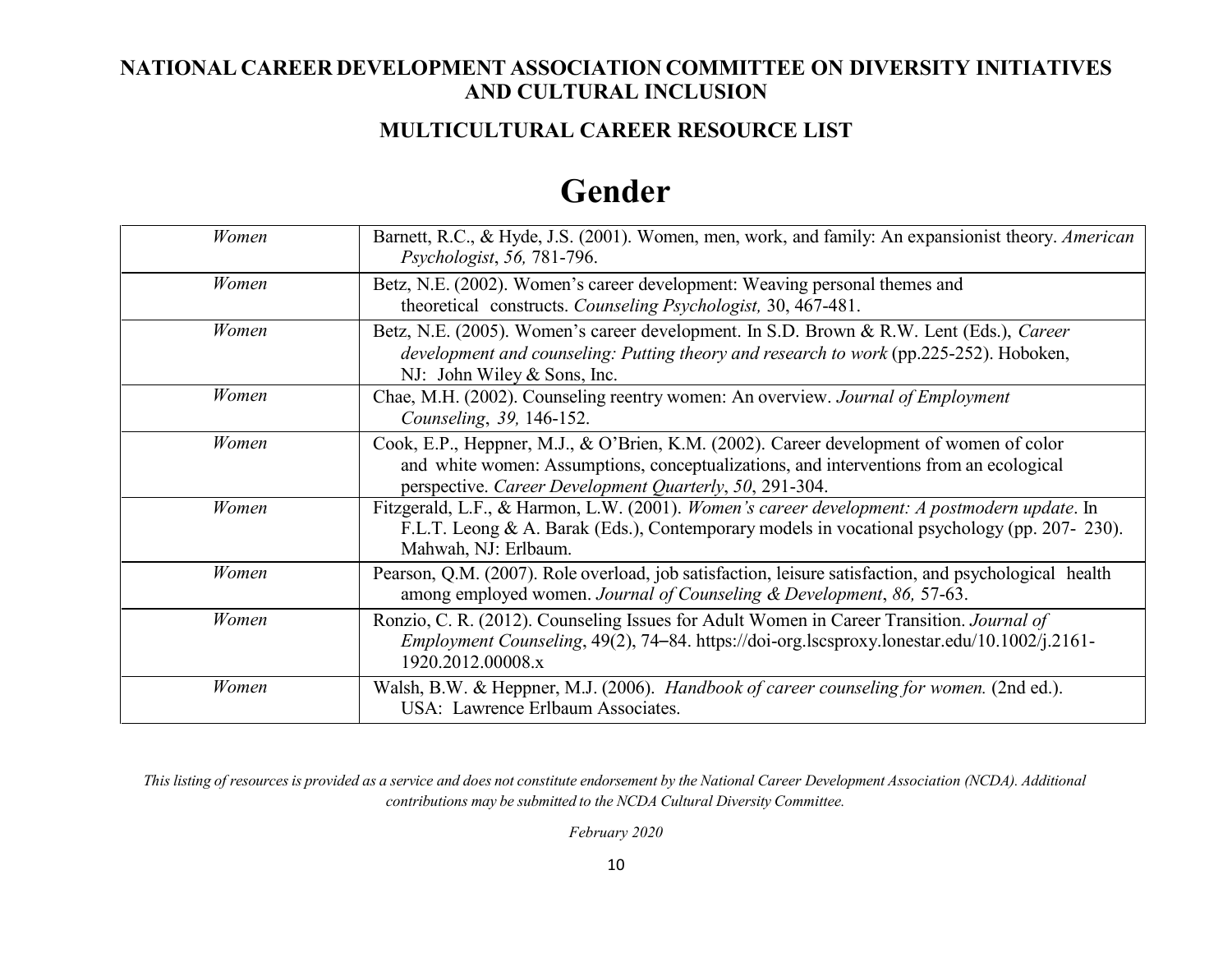**NATIONAL CAREER DEVELOPMENT ASSOCIATION COMMITTEE ON DIVERSITY INITIATIVES AND CULTURAL INCLUSION**

**MULTICULTURAL CAREER RESOURCE LIST**

# Gender

| | |
|---|---|
| *Women* | Barnett, R.C., & Hyde, J.S. (2001). Women, men, work, and family: An expansionist theory. *American Psychologist*, *56,* 781-796. |
| *Women* | Betz, N.E. (2002). Women's career development: Weaving personal themes and theoretical constructs. *Counseling Psychologist,* 30, 467-481. |
| *Women* | Betz, N.E. (2005). Women's career development. In S.D. Brown & R.W. Lent (Eds.), *Career development and counseling: Putting theory and research to work* (pp.225-252). Hoboken, NJ: John Wiley & Sons, Inc. |
| *Women* | Chae, M.H. (2002). Counseling reentry women: An overview. *Journal of Employment Counseling*, *39,* 146-152. |
| *Women* | Cook, E.P., Heppner, M.J., & O'Brien, K.M. (2002). Career development of women of color and white women: Assumptions, conceptualizations, and interventions from an ecological perspective. *Career Development Quarterly*, *50*, 291-304. |
| *Women* | Fitzgerald, L.F., & Harmon, L.W. (2001). *Women's career development: A postmodern update*. In F.L.T. Leong & A. Barak (Eds.), Contemporary models in vocational psychology (pp. 207- 230). Mahwah, NJ: Erlbaum. |
| *Women* | Pearson, Q.M. (2007). Role overload, job satisfaction, leisure satisfaction, and psychological health among employed women. *Journal of Counseling & Development*, *86,* 57-63. |
| *Women* | Ronzio, C. R. (2012). Counseling Issues for Adult Women in Career Transition. *Journal of Employment Counseling*, 49(2), 74–84. https://doi-org.lscsproxy.lonestar.edu/10.1002/j.2161-1920.2012.00008.x |
| *Women* | Walsh, B.W. & Heppner, M.J. (2006). *Handbook of career counseling for women.* (2nd ed.). USA: Lawrence Erlbaum Associates. |

*This listing of resources is provided as a service and does not constitute endorsement by the National Career Development Association (NCDA). Additional contributions may be submitted to the NCDA Cultural Diversity Committee.*

*February 2020*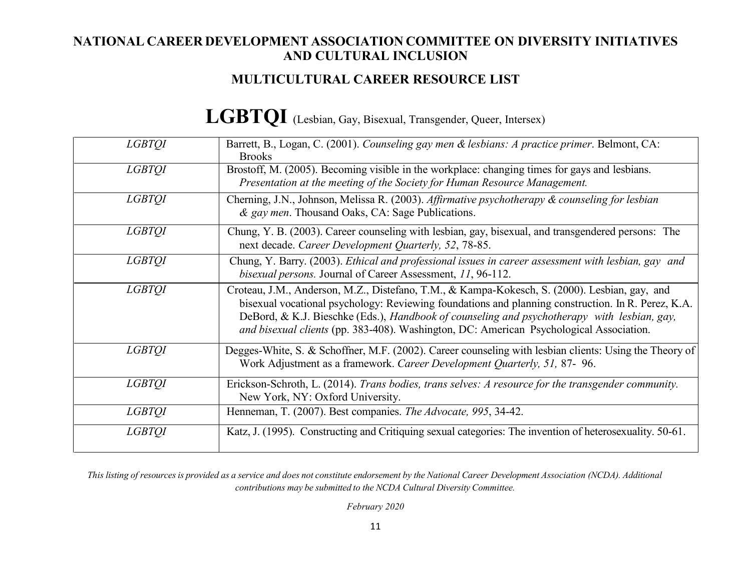**NATIONAL CAREER DEVELOPMENT ASSOCIATION COMMITTEE ON DIVERSITY INITIATIVES AND CULTURAL INCLUSION**

**MULTICULTURAL CAREER RESOURCE LIST**

# LGBTQI (Lesbian, Gay, Bisexual, Transgender, Queer, Intersex)

| | |
|---|---|
| *LGBTQI* | Barrett, B., Logan, C. (2001). *Counseling gay men & lesbians: A practice primer*. Belmont, CA: Brooks |
| *LGBTQI* | Brostoff, M. (2005). Becoming visible in the workplace: changing times for gays and lesbians. *Presentation at the meeting of the Society for Human Resource Management.* |
| *LGBTQI* | Cherning, J.N., Johnson, Melissa R. (2003). *Affirmative psychotherapy & counseling for lesbian & gay men*. Thousand Oaks, CA: Sage Publications. |
| *LGBTQI* | Chung, Y. B. (2003). Career counseling with lesbian, gay, bisexual, and transgendered persons: The next decade. *Career Development Quarterly, 52*, 78-85. |
| *LGBTQI* | Chung, Y. Barry. (2003). *Ethical and professional issues in career assessment with lesbian, gay and bisexual persons.* Journal of Career Assessment, *11*, 96-112. |
| *LGBTQI* | Croteau, J.M., Anderson, M.Z., Distefano, T.M., & Kampa-Kokesch, S. (2000). Lesbian, gay, and bisexual vocational psychology: Reviewing foundations and planning construction. In R. Perez, K.A. DeBord, & K.J. Bieschke (Eds.), *Handbook of counseling and psychotherapy with lesbian, gay, and bisexual clients* (pp. 383-408). Washington, DC: American Psychological Association. |
| *LGBTQI* | Degges-White, S. & Schoffner, M.F. (2002). Career counseling with lesbian clients: Using the Theory of Work Adjustment as a framework. *Career Development Quarterly, 51,* 87- 96. |
| *LGBTQI* | Erickson-Schroth, L. (2014). *Trans bodies, trans selves: A resource for the transgender community.* New York, NY: Oxford University. |
| *LGBTQI* | Henneman, T. (2007). Best companies. *The Advocate, 995*, 34-42. |
| *LGBTQI* | Katz, J. (1995). Constructing and Critiquing sexual categories: The invention of heterosexuality. 50-61. |

*This listing of resources is provided as a service and does not constitute endorsement by the National Career Development Association (NCDA). Additional contributions may be submitted to the NCDA Cultural Diversity Committee.*

*February 2020*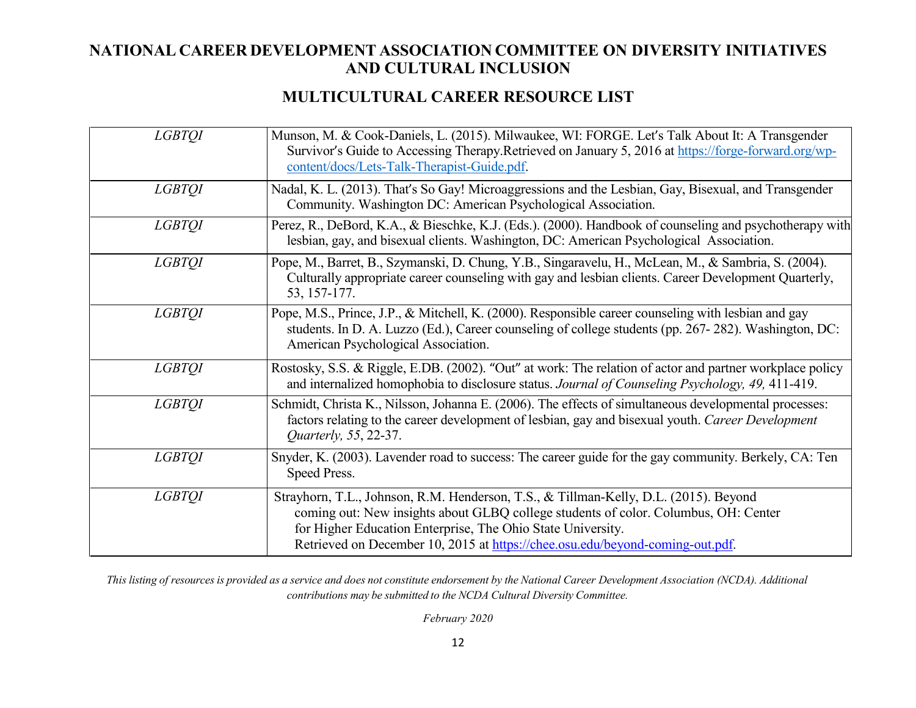# NATIONAL CAREER DEVELOPMENT ASSOCIATION COMMITTEE ON DIVERSITY INITIATIVES AND CULTURAL INCLUSION

## MULTICULTURAL CAREER RESOURCE LIST

| | |
|---|---|
| *LGBTQI* | Munson, M. & Cook-Daniels, L. (2015). Milwaukee, WI: FORGE. Let's Talk About It: A Transgender Survivor's Guide to Accessing Therapy.Retrieved on January 5, 2016 at https://forge-forward.org/wp-content/docs/Lets-Talk-Therapist-Guide.pdf. |
| *LGBTQI* | Nadal, K. L. (2013). That's So Gay! Microaggressions and the Lesbian, Gay, Bisexual, and Transgender Community. Washington DC: American Psychological Association. |
| *LGBTQI* | Perez, R., DeBord, K.A., & Bieschke, K.J. (Eds.). (2000). Handbook of counseling and psychotherapy with lesbian, gay, and bisexual clients. Washington, DC: American Psychological Association. |
| *LGBTQI* | Pope, M., Barret, B., Szymanski, D. Chung, Y.B., Singaravelu, H., McLean, M., & Sambria, S. (2004). Culturally appropriate career counseling with gay and lesbian clients. Career Development Quarterly, 53, 157-177. |
| *LGBTQI* | Pope, M.S., Prince, J.P., & Mitchell, K. (2000). Responsible career counseling with lesbian and gay students. In D. A. Luzzo (Ed.), Career counseling of college students (pp. 267- 282). Washington, DC: American Psychological Association. |
| *LGBTQI* | Rostosky, S.S. & Riggle, E.DB. (2002). "Out" at work: The relation of actor and partner workplace policy and internalized homophobia to disclosure status. *Journal of Counseling Psychology, 49,* 411-419. |
| *LGBTQI* | Schmidt, Christa K., Nilsson, Johanna E. (2006). The effects of simultaneous developmental processes: factors relating to the career development of lesbian, gay and bisexual youth. *Career Development Quarterly, 55*, 22-37. |
| *LGBTQI* | Snyder, K. (2003). Lavender road to success: The career guide for the gay community. Berkely, CA: Ten Speed Press. |
| *LGBTQI* | Strayhorn, T.L., Johnson, R.M. Henderson, T.S., & Tillman-Kelly, D.L. (2015). Beyond coming out: New insights about GLBQ college students of color. Columbus, OH: Center for Higher Education Enterprise, The Ohio State University. Retrieved on December 10, 2015 at https://chee.osu.edu/beyond-coming-out.pdf. |

*This listing of resources is provided as a service and does not constitute endorsement by the National Career Development Association (NCDA). Additional contributions may be submitted to the NCDA Cultural Diversity Committee.*

*February 2020*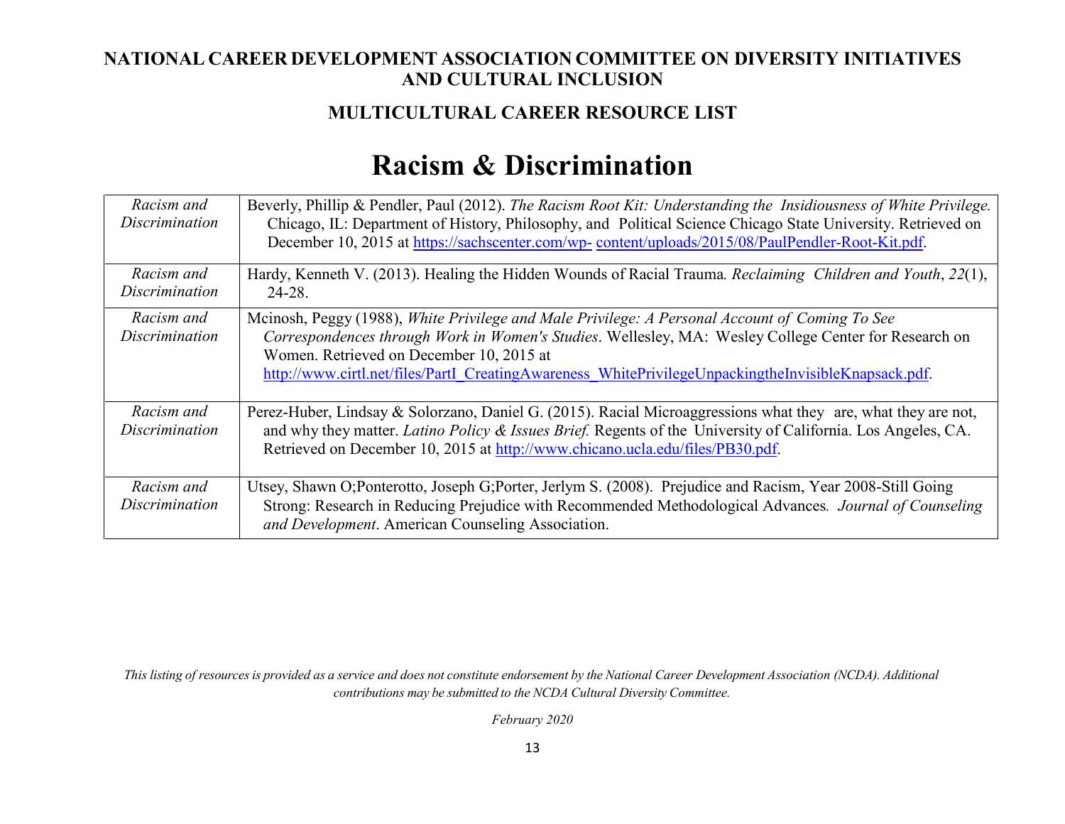**NATIONAL CAREER DEVELOPMENT ASSOCIATION COMMITTEE ON DIVERSITY INITIATIVES AND CULTURAL INCLUSION**

**MULTICULTURAL CAREER RESOURCE LIST**

# Racism & Discrimination

| | |
|---|---|
| *Racism and Discrimination* | Beverly, Phillip & Pendler, Paul (2012). *The Racism Root Kit: Understanding the Insidiousness of White Privilege.* Chicago, IL: Department of History, Philosophy, and Political Science Chicago State University. Retrieved on December 10, 2015 at https://sachscenter.com/wp- content/uploads/2015/08/PaulPendler-Root-Kit.pdf. |
| *Racism and Discrimination* | Hardy, Kenneth V. (2013). Healing the Hidden Wounds of Racial Trauma. *Reclaiming Children and Youth*, *22*(1), 24-28. |
| *Racism and Discrimination* | Mcinosh, Peggy (1988), *White Privilege and Male Privilege: A Personal Account of Coming To See Correspondences through Work in Women's Studies*. Wellesley, MA: Wesley College Center for Research on Women. Retrieved on December 10, 2015 at http://www.cirtl.net/files/PartI_CreatingAwareness_WhitePrivilegeUnpackingtheInvisibleKnapsack.pdf. |
| *Racism and Discrimination* | Perez-Huber, Lindsay & Solorzano, Daniel G. (2015). Racial Microaggressions what they are, what they are not, and why they matter. *Latino Policy & Issues Brief.* Regents of the University of California. Los Angeles, CA. Retrieved on December 10, 2015 at http://www.chicano.ucla.edu/files/PB30.pdf. |
| *Racism and Discrimination* | Utsey, Shawn O;Ponterotto, Joseph G;Porter, Jerlym S. (2008). Prejudice and Racism, Year 2008-Still Going Strong: Research in Reducing Prejudice with Recommended Methodological Advances. *Journal of Counseling and Development*. American Counseling Association. |

*This listing of resources is provided as a service and does not constitute endorsement by the National Career Development Association (NCDA). Additional contributions may be submitted to the NCDA Cultural Diversity Committee.*

*February 2020*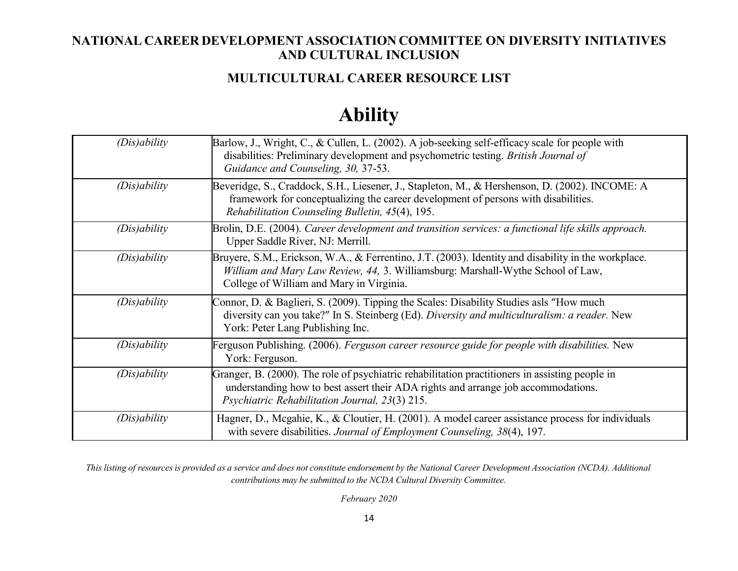**NATIONAL CAREER DEVELOPMENT ASSOCIATION COMMITTEE ON DIVERSITY INITIATIVES AND CULTURAL INCLUSION**

**MULTICULTURAL CAREER RESOURCE LIST**

# Ability

| | |
|---|---|
| *(Dis)ability* | Barlow, J., Wright, C., & Cullen, L. (2002). A job-seeking self-efficacy scale for people with disabilities: Preliminary development and psychometric testing. *British Journal of Guidance and Counseling, 30,* 37-53. |
| *(Dis)ability* | Beveridge, S., Craddock, S.H., Liesener, J., Stapleton, M., & Hershenson, D. (2002). INCOME: A framework for conceptualizing the career development of persons with disabilities. *Rehabilitation Counseling Bulletin, 45*(4), 195. |
| *(Dis)ability* | Brolin, D.E. (2004). *Career development and transition services: a functional life skills approach.* Upper Saddle River, NJ: Merrill. |
| *(Dis)ability* | Bruyere, S.M., Erickson, W.A., & Ferrentino, J.T. (2003). Identity and disability in the workplace. *William and Mary Law Review, 44,* 3. Williamsburg: Marshall-Wythe School of Law, College of William and Mary in Virginia. |
| *(Dis)ability* | Connor, D. & Baglieri, S. (2009). Tipping the Scales: Disability Studies asls "How much diversity can you take?" In S. Steinberg (Ed). *Diversity and multiculturalism: a reader.* New York: Peter Lang Publishing Inc. |
| *(Dis)ability* | Ferguson Publishing. (2006). *Ferguson career resource guide for people with disabilities.* New York: Ferguson. |
| *(Dis)ability* | Granger, B. (2000). The role of psychiatric rehabilitation practitioners in assisting people in understanding how to best assert their ADA rights and arrange job accommodations. *Psychiatric Rehabilitation Journal, 23*(3) 215. |
| *(Dis)ability* | Hagner, D., Mcgahie, K., & Cloutier, H. (2001). A model career assistance process for individuals with severe disabilities. *Journal of Employment Counseling, 38*(4), 197. |

*This listing of resources is provided as a service and does not constitute endorsement by the National Career Development Association (NCDA). Additional contributions may be submitted to the NCDA Cultural Diversity Committee.*

*February 2020*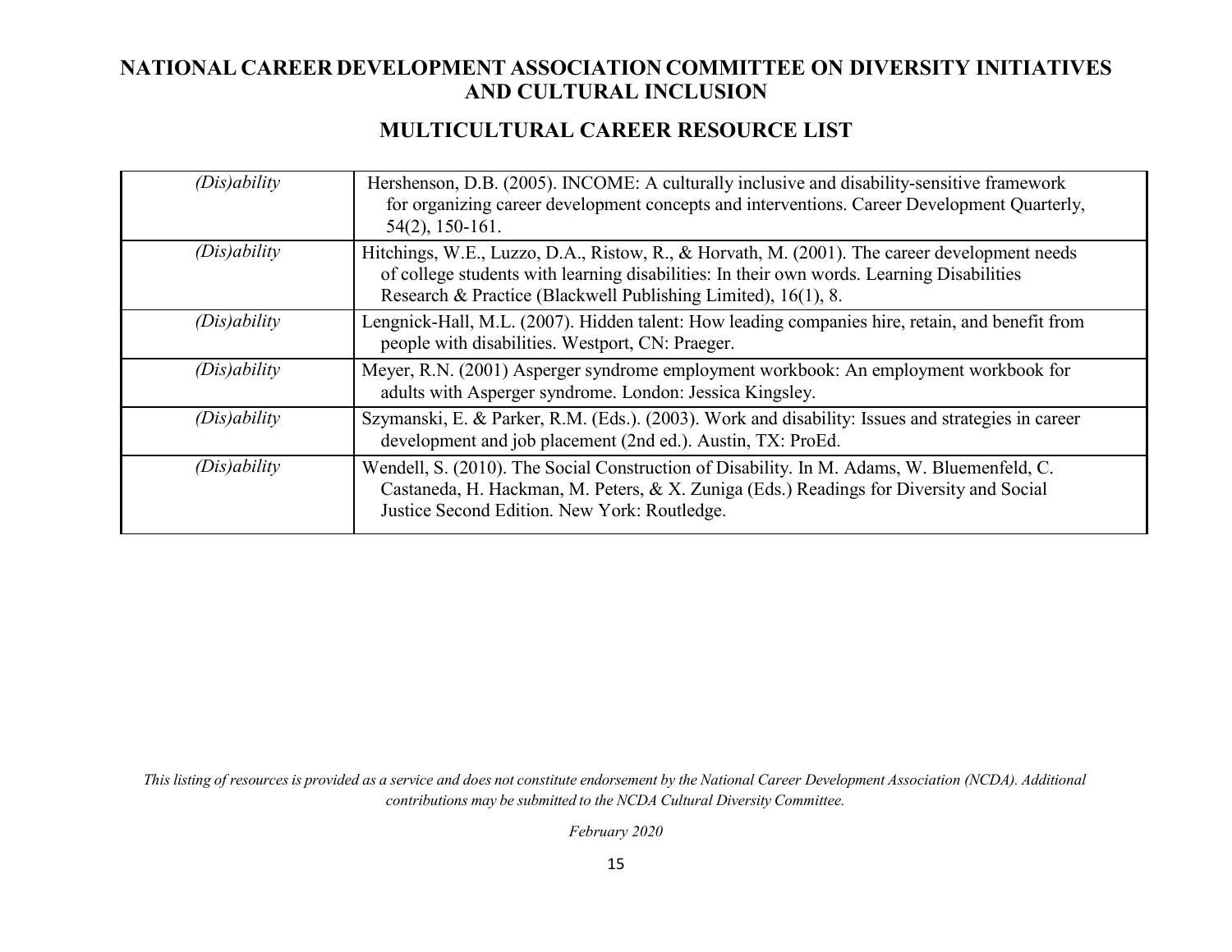**NATIONAL CAREER DEVELOPMENT ASSOCIATION COMMITTEE ON DIVERSITY INITIATIVES AND CULTURAL INCLUSION**

**MULTICULTURAL CAREER RESOURCE LIST**

| | |
|---|---|
| *(Dis)ability* | Hershenson, D.B. (2005). INCOME: A culturally inclusive and disability-sensitive framework for organizing career development concepts and interventions. Career Development Quarterly, 54(2), 150-161. |
| *(Dis)ability* | Hitchings, W.E., Luzzo, D.A., Ristow, R., & Horvath, M. (2001). The career development needs of college students with learning disabilities: In their own words. Learning Disabilities Research & Practice (Blackwell Publishing Limited), 16(1), 8. |
| *(Dis)ability* | Lengnick-Hall, M.L. (2007). Hidden talent: How leading companies hire, retain, and benefit from people with disabilities. Westport, CN: Praeger. |
| *(Dis)ability* | Meyer, R.N. (2001) Asperger syndrome employment workbook: An employment workbook for adults with Asperger syndrome. London: Jessica Kingsley. |
| *(Dis)ability* | Szymanski, E. & Parker, R.M. (Eds.). (2003). Work and disability: Issues and strategies in career development and job placement (2nd ed.). Austin, TX: ProEd. |
| *(Dis)ability* | Wendell, S. (2010). The Social Construction of Disability. In M. Adams, W. Bluemenfeld, C. Castaneda, H. Hackman, M. Peters, & X. Zuniga (Eds.) Readings for Diversity and Social Justice Second Edition. New York: Routledge. |

*This listing of resources is provided as a service and does not constitute endorsement by the National Career Development Association (NCDA). Additional contributions may be submitted to the NCDA Cultural Diversity Committee.*

*February 2020*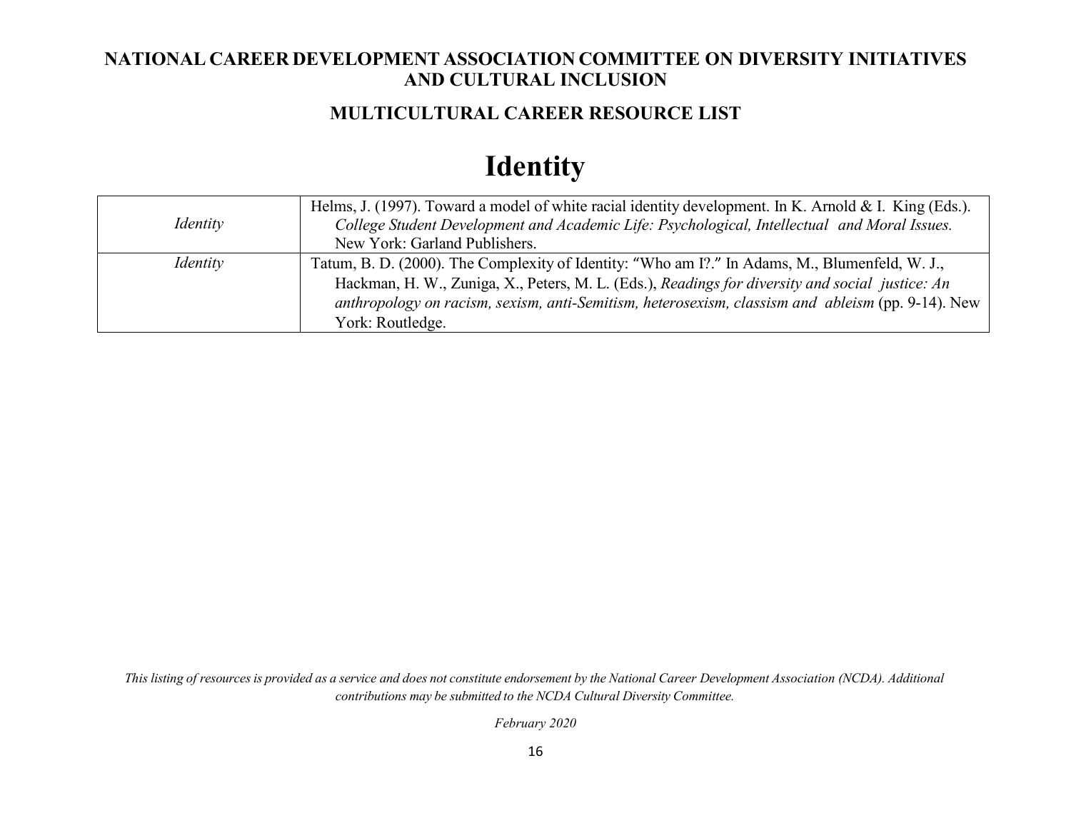**NATIONAL CAREER DEVELOPMENT ASSOCIATION COMMITTEE ON DIVERSITY INITIATIVES AND CULTURAL INCLUSION**

**MULTICULTURAL CAREER RESOURCE LIST**

# Identity

| | |
|---|---|
| *Identity* | Helms, J. (1997). Toward a model of white racial identity development. In K. Arnold & I. King (Eds.). *College Student Development and Academic Life: Psychological, Intellectual and Moral Issues.* New York: Garland Publishers. |
| *Identity* | Tatum, B. D. (2000). The Complexity of Identity: "Who am I?." In Adams, M., Blumenfeld, W. J., Hackman, H. W., Zuniga, X., Peters, M. L. (Eds.), *Readings for diversity and social justice: An anthropology on racism, sexism, anti-Semitism, heterosexism, classism and ableism* (pp. 9-14). New York: Routledge. |

*This listing of resources is provided as a service and does not constitute endorsement by the National Career Development Association (NCDA). Additional contributions may be submitted to the NCDA Cultural Diversity Committee.*

*February 2020*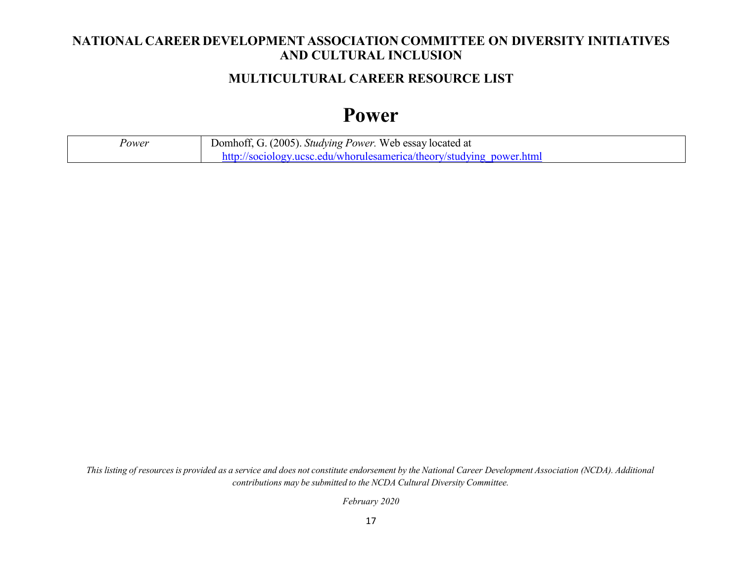**NATIONAL CAREER DEVELOPMENT ASSOCIATION COMMITTEE ON DIVERSITY INITIATIVES AND CULTURAL INCLUSION**

**MULTICULTURAL CAREER RESOURCE LIST**

# Power

| | |
|---|---|
| *Power* | Domhoff, G. (2005). *Studying Power.* Web essay located at http://sociology.ucsc.edu/whorulesamerica/theory/studying_power.html |

*This listing of resources is provided as a service and does not constitute endorsement by the National Career Development Association (NCDA). Additional contributions may be submitted to the NCDA Cultural Diversity Committee.*

*February 2020*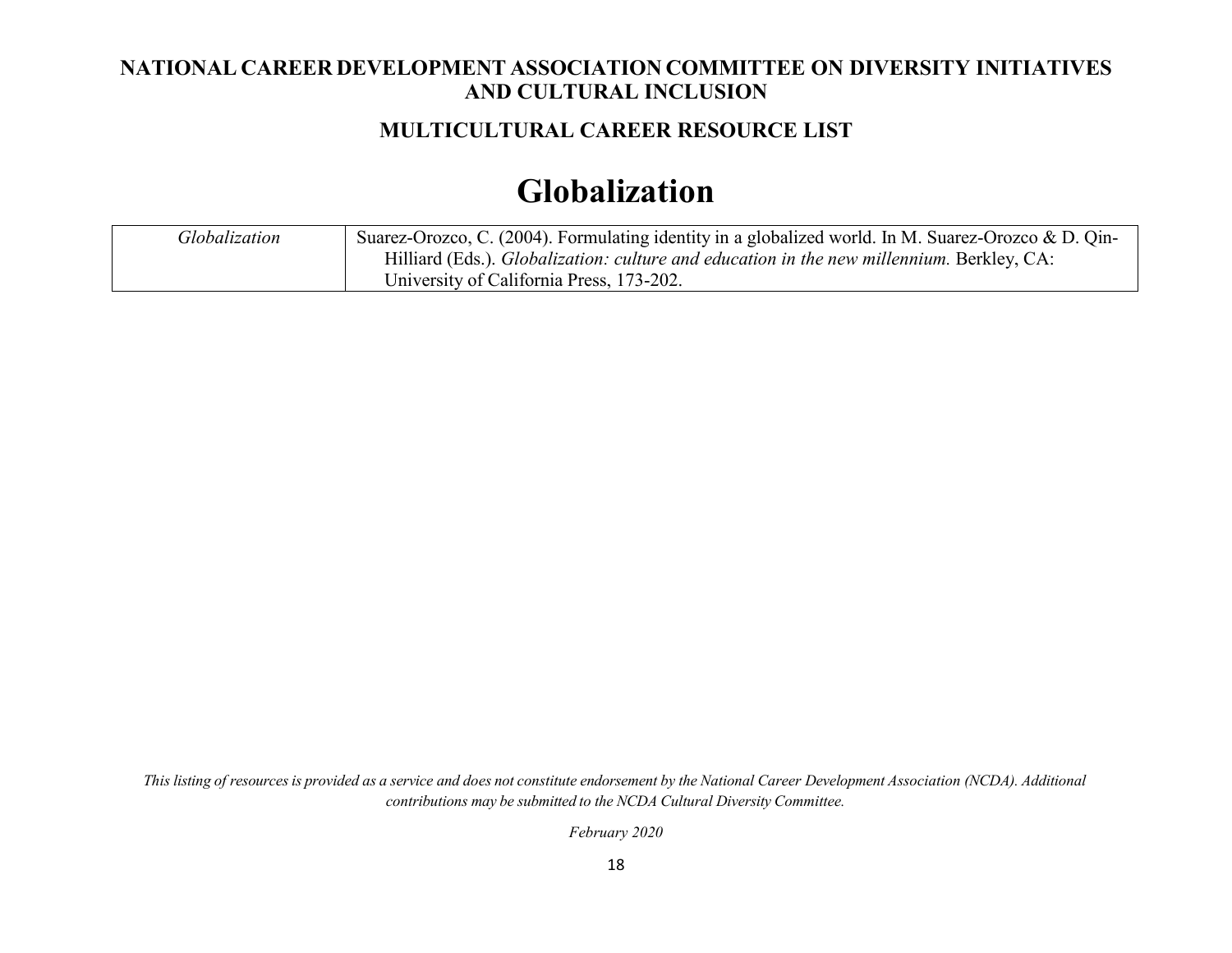**NATIONAL CAREER DEVELOPMENT ASSOCIATION COMMITTEE ON DIVERSITY INITIATIVES AND CULTURAL INCLUSION**

**MULTICULTURAL CAREER RESOURCE LIST**

# Globalization

| | |
|---|---|
| *Globalization* | Suarez-Orozco, C. (2004). Formulating identity in a globalized world. In M. Suarez-Orozco & D. Qin-Hilliard (Eds.). *Globalization: culture and education in the new millennium.* Berkley, CA: University of California Press, 173-202. |

*This listing of resources is provided as a service and does not constitute endorsement by the National Career Development Association (NCDA). Additional contributions may be submitted to the NCDA Cultural Diversity Committee.*

*February 2020*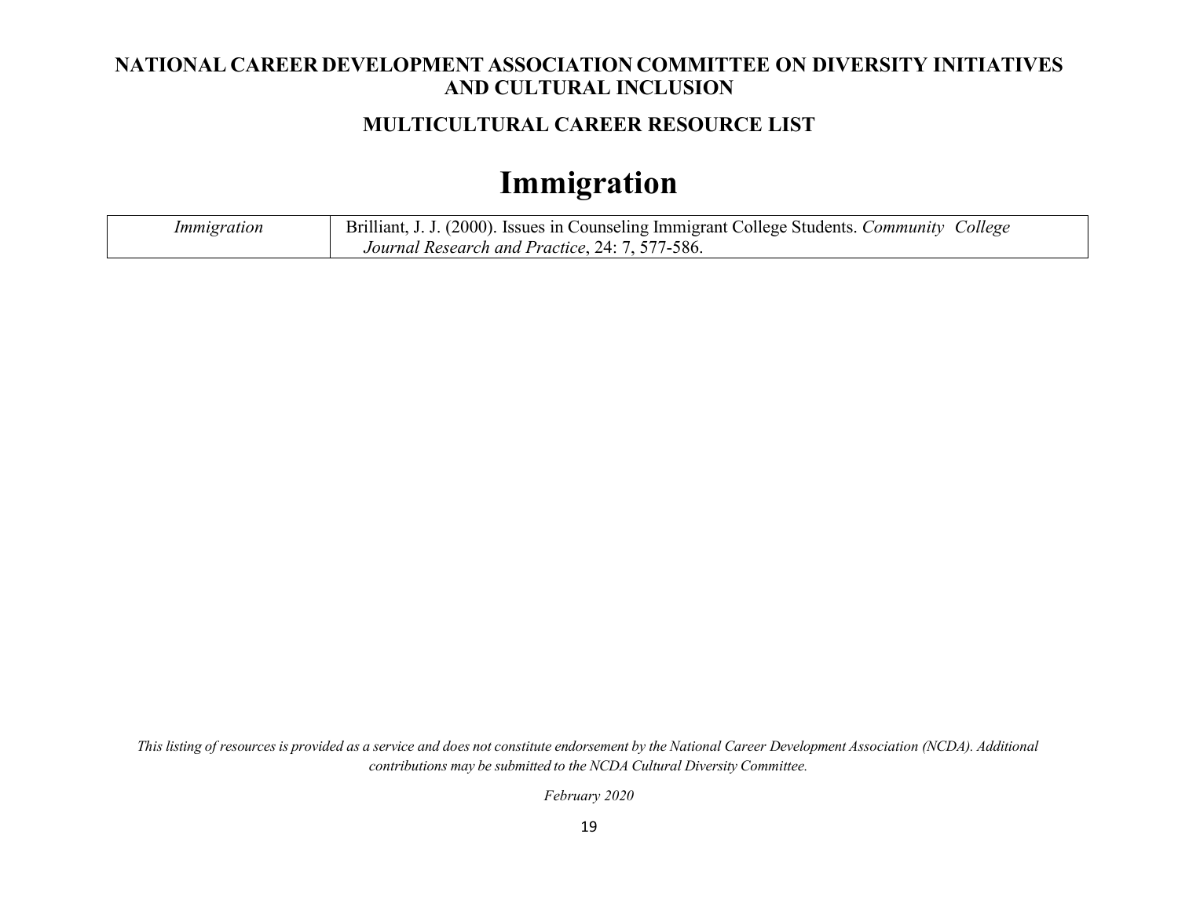**NATIONAL CAREER DEVELOPMENT ASSOCIATION COMMITTEE ON DIVERSITY INITIATIVES AND CULTURAL INCLUSION**

**MULTICULTURAL CAREER RESOURCE LIST**

# Immigration

| | |
|---|---|
| *Immigration* | Brilliant, J. J. (2000). Issues in Counseling Immigrant College Students. *Community College Journal Research and Practice*, 24: 7, 577-586. |

*This listing of resources is provided as a service and does not constitute endorsement by the National Career Development Association (NCDA). Additional contributions may be submitted to the NCDA Cultural Diversity Committee.*

*February 2020*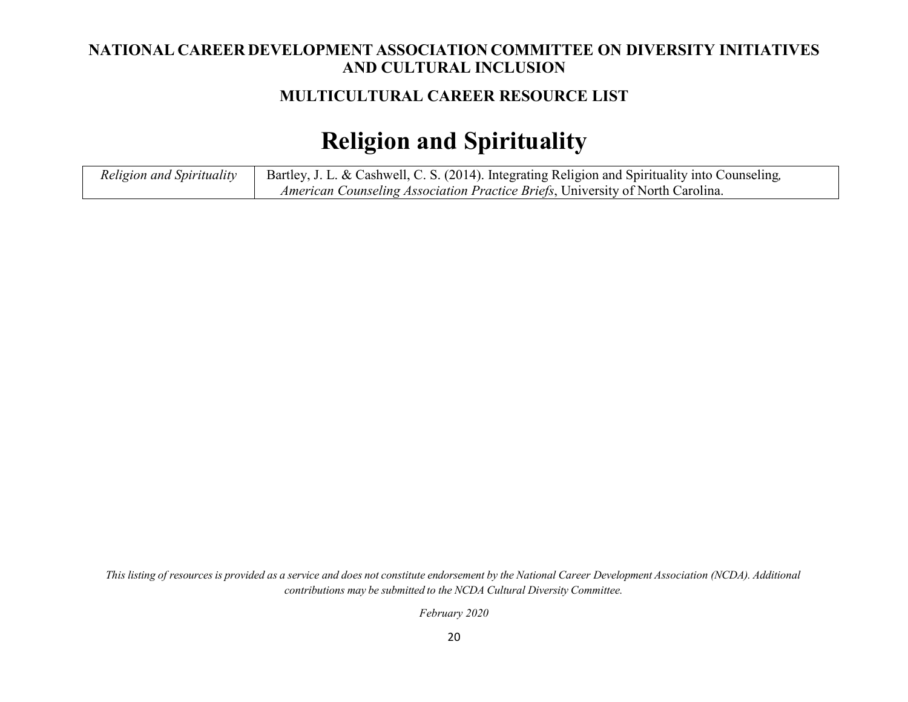**NATIONAL CAREER DEVELOPMENT ASSOCIATION COMMITTEE ON DIVERSITY INITIATIVES AND CULTURAL INCLUSION**

**MULTICULTURAL CAREER RESOURCE LIST**

# Religion and Spirituality

| | |
|---|---|
| *Religion and Spirituality* | Bartley, J. L. & Cashwell, C. S. (2014). Integrating Religion and Spirituality into Counseling, *American Counseling Association Practice Briefs*, University of North Carolina. |

*This listing of resources is provided as a service and does not constitute endorsement by the National Career Development Association (NCDA). Additional contributions may be submitted to the NCDA Cultural Diversity Committee.*

*February 2020*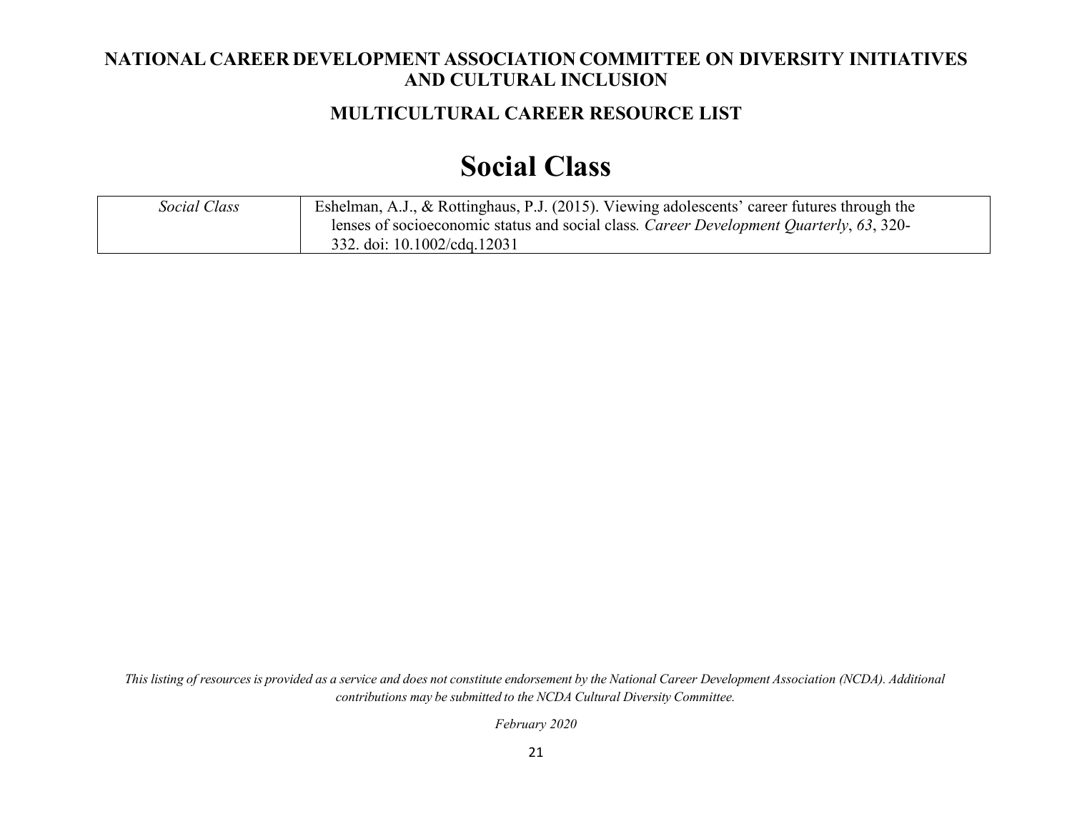**NATIONAL CAREER DEVELOPMENT ASSOCIATION COMMITTEE ON DIVERSITY INITIATIVES AND CULTURAL INCLUSION**

**MULTICULTURAL CAREER RESOURCE LIST**

# Social Class

| | |
|---|---|
| *Social Class* | Eshelman, A.J., & Rottinghaus, P.J. (2015). Viewing adolescents' career futures through the lenses of socioeconomic status and social class. *Career Development Quarterly*, *63*, 320-332. doi: 10.1002/cdq.12031 |

*This listing of resources is provided as a service and does not constitute endorsement by the National Career Development Association (NCDA). Additional contributions may be submitted to the NCDA Cultural Diversity Committee.*

*February 2020*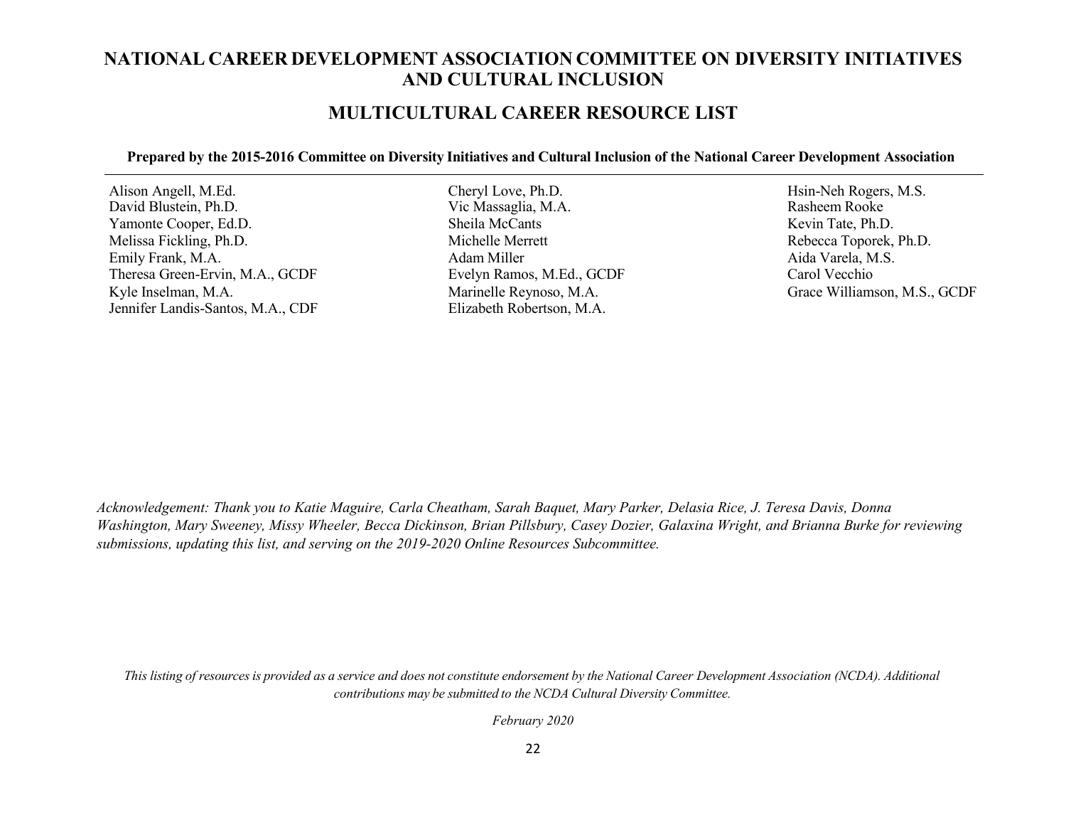# NATIONAL CAREER DEVELOPMENT ASSOCIATION COMMITTEE ON DIVERSITY INITIATIVES AND CULTURAL INCLUSION

## MULTICULTURAL CAREER RESOURCE LIST

**Prepared by the 2015-2016 Committee on Diversity Initiatives and Cultural Inclusion of the National Career Development Association**

---

Alison Angell, M.Ed.
David Blustein, Ph.D.
Yamonte Cooper, Ed.D.
Melissa Fickling, Ph.D.
Emily Frank, M.A.
Theresa Green-Ervin, M.A., GCDF
Kyle Inselman, M.A.
Jennifer Landis-Santos, M.A., CDF
Cheryl Love, Ph.D.
Vic Massaglia, M.A.
Sheila McCants
Michelle Merrett
Adam Miller
Evelyn Ramos, M.Ed., GCDF
Marinelle Reynoso, M.A.
Elizabeth Robertson, M.A.
Hsin-Neh Rogers, M.S.
Rasheem Rooke
Kevin Tate, Ph.D.
Rebecca Toporek, Ph.D.
Aida Varela, M.S.
Carol Vecchio
Grace Williamson, M.S., GCDF

*Acknowledgement: Thank you to Katie Maguire, Carla Cheatham, Sarah Baquet, Mary Parker, Delasia Rice, J. Teresa Davis, Donna Washington, Mary Sweeney, Missy Wheeler, Becca Dickinson, Brian Pillsbury, Casey Dozier, Galaxina Wright, and Brianna Burke for reviewing submissions, updating this list, and serving on the 2019-2020 Online Resources Subcommittee.*

*This listing of resources is provided as a service and does not constitute endorsement by the National Career Development Association (NCDA). Additional contributions may be submitted to the NCDA Cultural Diversity Committee.*

*February 2020*